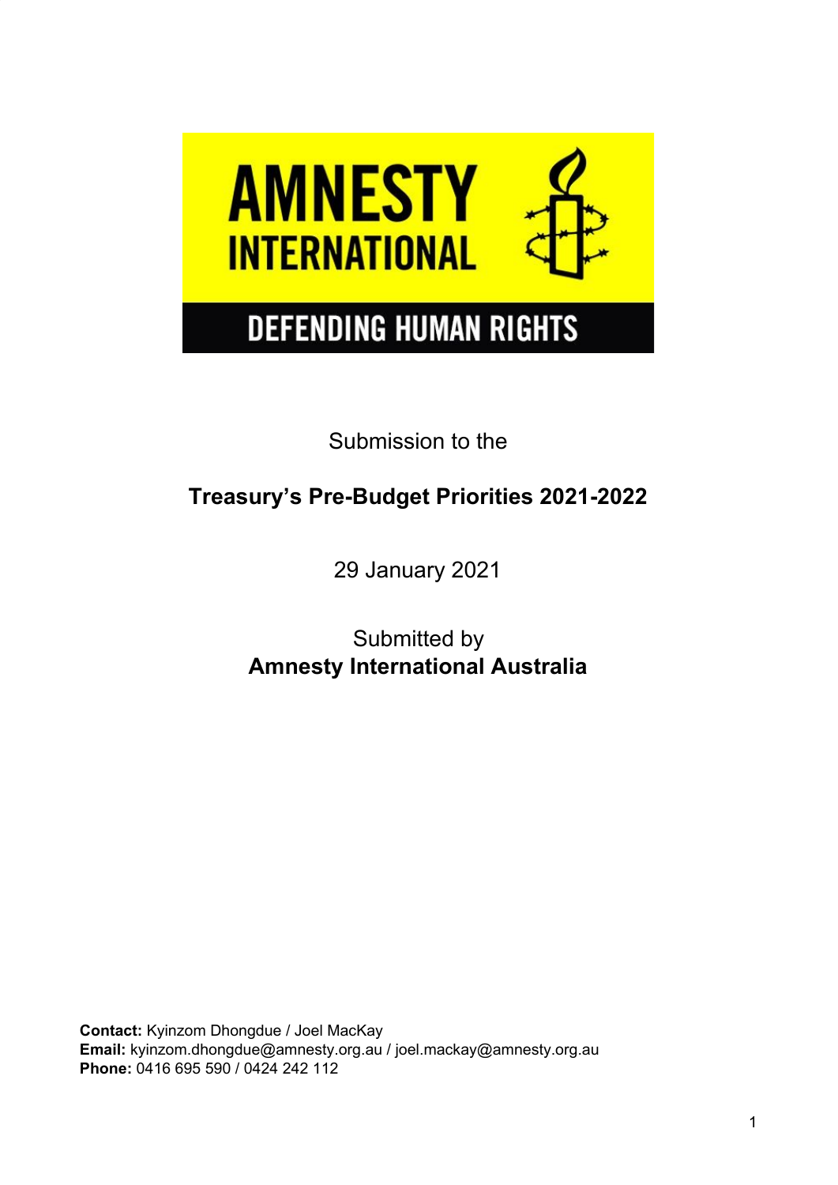AMNESTY INTERNATIONAL

DEFENDING HUMAN RIGHTS

Submission to the

**Treasury's Pre-Budget Priorities 2021-2022**

29 January 2021

Submitted by
**Amnesty International Australia**

**Contact:** Kyinzom Dhongdue / Joel MacKay
**Email:** kyinzom.dhongdue@amnesty.org.au / joel.mackay@amnesty.org.au
**Phone:** 0416 695 590 / 0424 242 112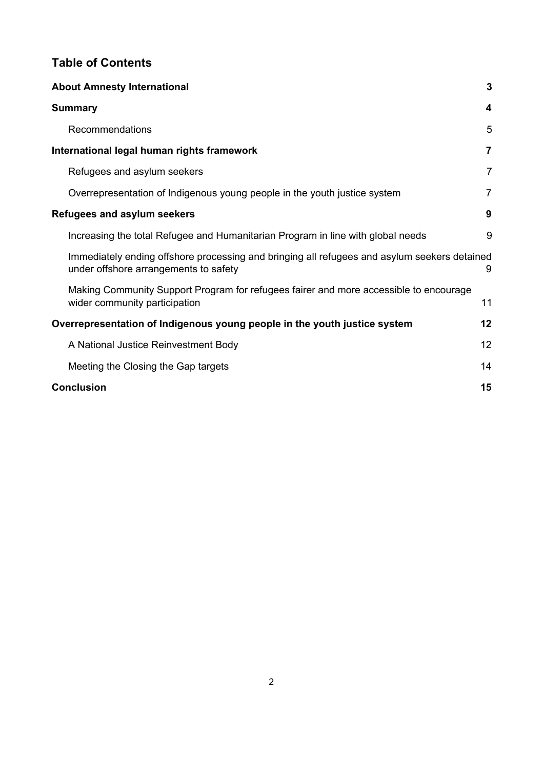## Table of Contents

**About Amnesty International** 3

**Summary** 4

- Recommendations 5

**International legal human rights framework** 7

- Refugees and asylum seekers 7
- Overrepresentation of Indigenous young people in the youth justice system 7

**Refugees and asylum seekers** 9

- Increasing the total Refugee and Humanitarian Program in line with global needs 9
- Immediately ending offshore processing and bringing all refugees and asylum seekers detained under offshore arrangements to safety 9
- Making Community Support Program for refugees fairer and more accessible to encourage wider community participation 11

**Overrepresentation of Indigenous young people in the youth justice system** 12

- A National Justice Reinvestment Body 12
- Meeting the Closing the Gap targets 14

**Conclusion** 15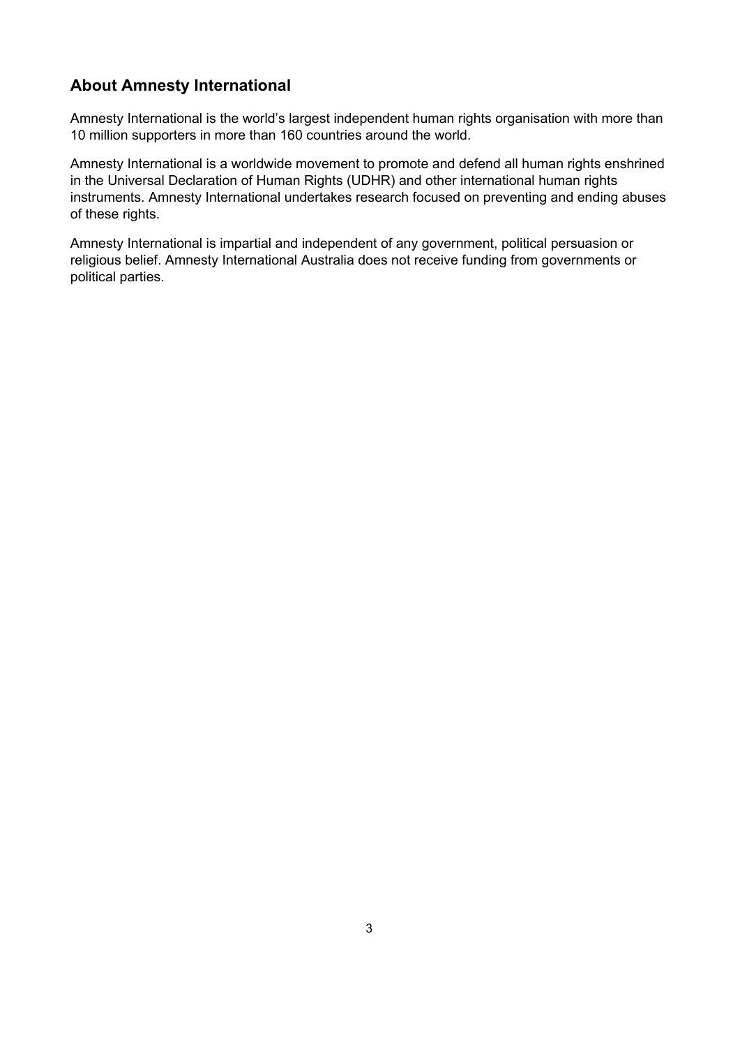## About Amnesty International

Amnesty International is the world's largest independent human rights organisation with more than 10 million supporters in more than 160 countries around the world.

Amnesty International is a worldwide movement to promote and defend all human rights enshrined in the Universal Declaration of Human Rights (UDHR) and other international human rights instruments. Amnesty International undertakes research focused on preventing and ending abuses of these rights.

Amnesty International is impartial and independent of any government, political persuasion or religious belief. Amnesty International Australia does not receive funding from governments or political parties.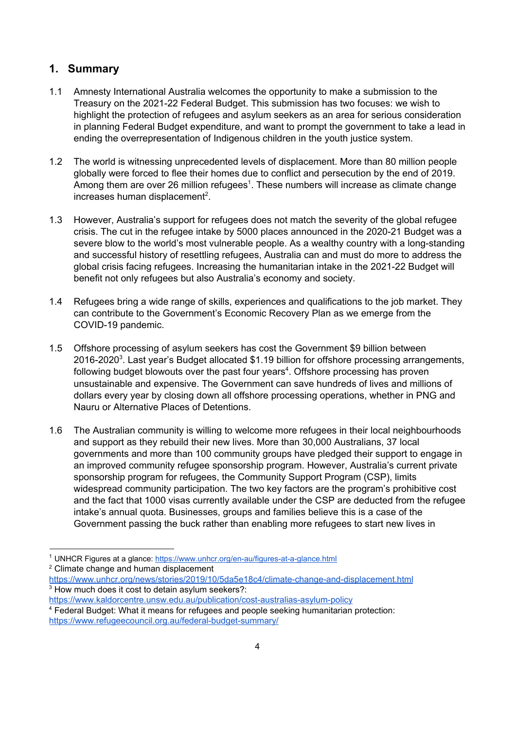## 1. Summary

1.1 Amnesty International Australia welcomes the opportunity to make a submission to the Treasury on the 2021-22 Federal Budget. This submission has two focuses: we wish to highlight the protection of refugees and asylum seekers as an area for serious consideration in planning Federal Budget expenditure, and want to prompt the government to take a lead in ending the overrepresentation of Indigenous children in the youth justice system.

1.2 The world is witnessing unprecedented levels of displacement. More than 80 million people globally were forced to flee their homes due to conflict and persecution by the end of 2019. Among them are over 26 million refugees[1]. These numbers will increase as climate change increases human displacement[2].

1.3 However, Australia's support for refugees does not match the severity of the global refugee crisis. The cut in the refugee intake by 5000 places announced in the 2020-21 Budget was a severe blow to the world's most vulnerable people. As a wealthy country with a long-standing and successful history of resettling refugees, Australia can and must do more to address the global crisis facing refugees. Increasing the humanitarian intake in the 2021-22 Budget will benefit not only refugees but also Australia's economy and society.

1.4 Refugees bring a wide range of skills, experiences and qualifications to the job market. They can contribute to the Government's Economic Recovery Plan as we emerge from the COVID-19 pandemic.

1.5 Offshore processing of asylum seekers has cost the Government $9 billion between 2016-2020[3]. Last year's Budget allocated $1.19 billion for offshore processing arrangements, following budget blowouts over the past four years[4]. Offshore processing has proven unsustainable and expensive. The Government can save hundreds of lives and millions of dollars every year by closing down all offshore processing operations, whether in PNG and Nauru or Alternative Places of Detentions.

1.6 The Australian community is willing to welcome more refugees in their local neighbourhoods and support as they rebuild their new lives. More than 30,000 Australians, 37 local governments and more than 100 community groups have pledged their support to engage in an improved community refugee sponsorship program. However, Australia's current private sponsorship program for refugees, the Community Support Program (CSP), limits widespread community participation. The two key factors are the program's prohibitive cost and the fact that 1000 visas currently available under the CSP are deducted from the refugee intake's annual quota. Businesses, groups and families believe this is a case of the Government passing the buck rather than enabling more refugees to start new lives in

---

[1] UNHCR Figures at a glance: https://www.unhcr.org/en-au/figures-at-a-glance.html

[2] Climate change and human displacement https://www.unhcr.org/news/stories/2019/10/5da5e18c4/climate-change-and-displacement.html

[3] How much does it cost to detain asylum seekers?: https://www.kaldorcentre.unsw.edu.au/publication/cost-australias-asylum-policy

[4] Federal Budget: What it means for refugees and people seeking humanitarian protection: https://www.refugeecouncil.org.au/federal-budget-summary/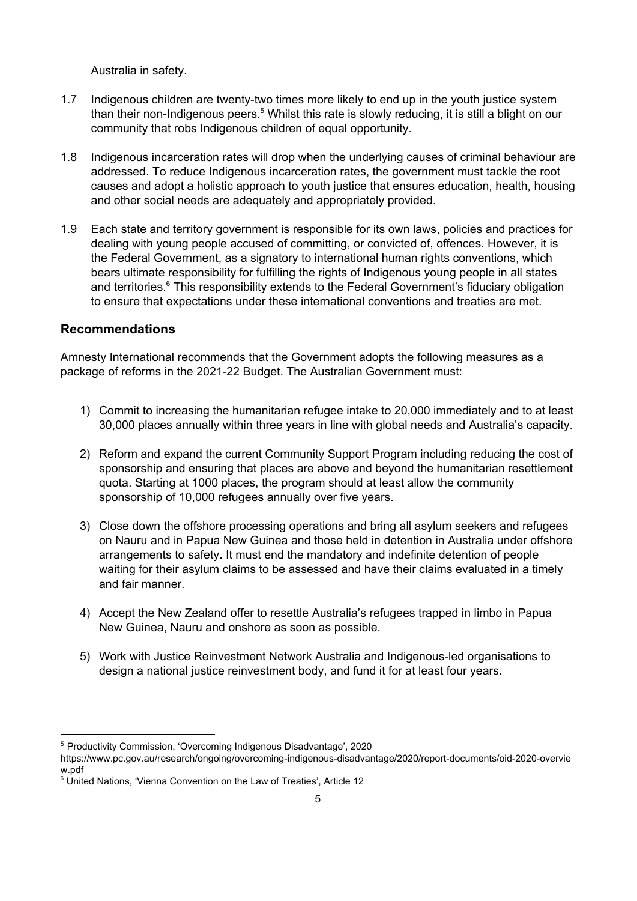Australia in safety.

1.7 Indigenous children are twenty-two times more likely to end up in the youth justice system than their non-Indigenous peers.[5] Whilst this rate is slowly reducing, it is still a blight on our community that robs Indigenous children of equal opportunity.

1.8 Indigenous incarceration rates will drop when the underlying causes of criminal behaviour are addressed. To reduce Indigenous incarceration rates, the government must tackle the root causes and adopt a holistic approach to youth justice that ensures education, health, housing and other social needs are adequately and appropriately provided.

1.9 Each state and territory government is responsible for its own laws, policies and practices for dealing with young people accused of committing, or convicted of, offences. However, it is the Federal Government, as a signatory to international human rights conventions, which bears ultimate responsibility for fulfilling the rights of Indigenous young people in all states and territories.[6] This responsibility extends to the Federal Government's fiduciary obligation to ensure that expectations under these international conventions and treaties are met.

## Recommendations

Amnesty International recommends that the Government adopts the following measures as a package of reforms in the 2021-22 Budget. The Australian Government must:

1) Commit to increasing the humanitarian refugee intake to 20,000 immediately and to at least 30,000 places annually within three years in line with global needs and Australia's capacity.

2) Reform and expand the current Community Support Program including reducing the cost of sponsorship and ensuring that places are above and beyond the humanitarian resettlement quota. Starting at 1000 places, the program should at least allow the community sponsorship of 10,000 refugees annually over five years.

3) Close down the offshore processing operations and bring all asylum seekers and refugees on Nauru and in Papua New Guinea and those held in detention in Australia under offshore arrangements to safety. It must end the mandatory and indefinite detention of people waiting for their asylum claims to be assessed and have their claims evaluated in a timely and fair manner.

4) Accept the New Zealand offer to resettle Australia's refugees trapped in limbo in Papua New Guinea, Nauru and onshore as soon as possible.

5) Work with Justice Reinvestment Network Australia and Indigenous-led organisations to design a national justice reinvestment body, and fund it for at least four years.

---

[5] Productivity Commission, 'Overcoming Indigenous Disadvantage', 2020 https://www.pc.gov.au/research/ongoing/overcoming-indigenous-disadvantage/2020/report-documents/oid-2020-overview.pdf

[6] United Nations, 'Vienna Convention on the Law of Treaties', Article 12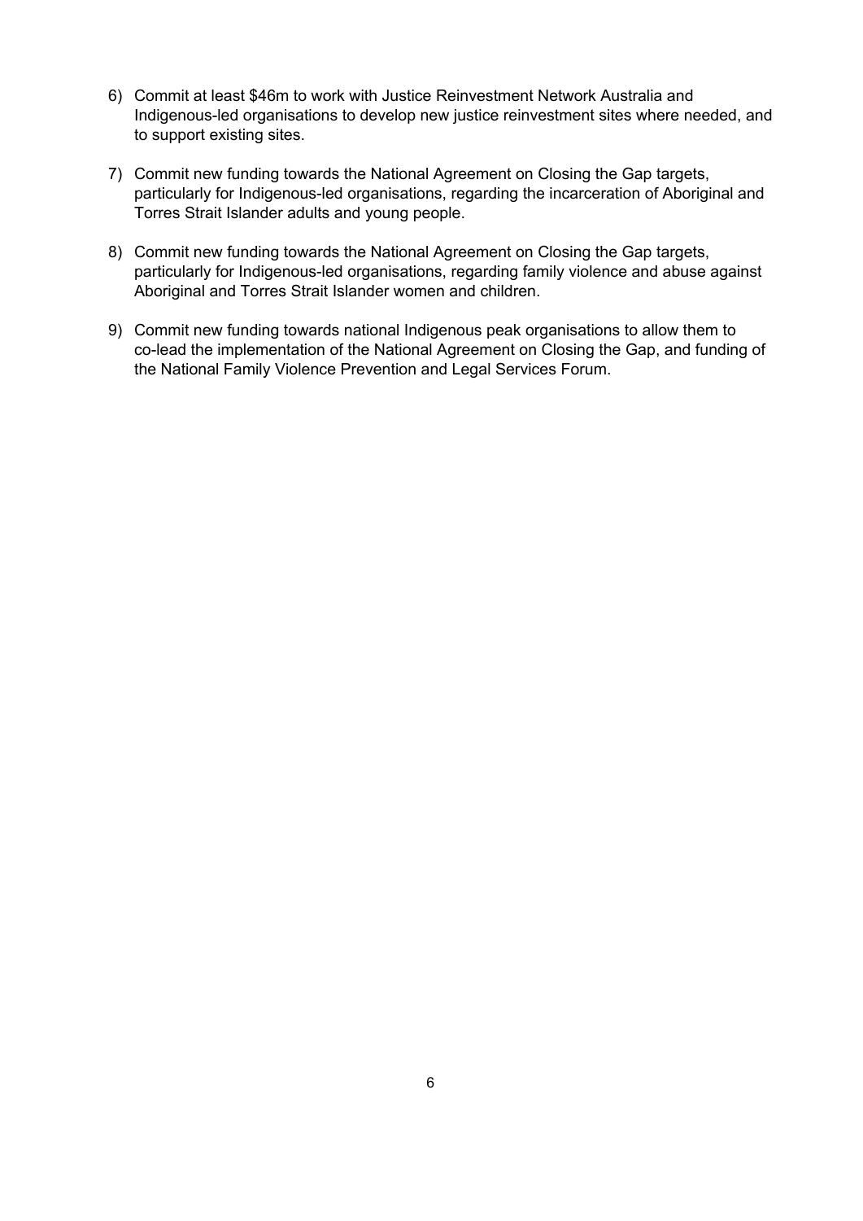6) Commit at least $46m to work with Justice Reinvestment Network Australia and Indigenous-led organisations to develop new justice reinvestment sites where needed, and to support existing sites.

7) Commit new funding towards the National Agreement on Closing the Gap targets, particularly for Indigenous-led organisations, regarding the incarceration of Aboriginal and Torres Strait Islander adults and young people.

8) Commit new funding towards the National Agreement on Closing the Gap targets, particularly for Indigenous-led organisations, regarding family violence and abuse against Aboriginal and Torres Strait Islander women and children.

9) Commit new funding towards national Indigenous peak organisations to allow them to co-lead the implementation of the National Agreement on Closing the Gap, and funding of the National Family Violence Prevention and Legal Services Forum.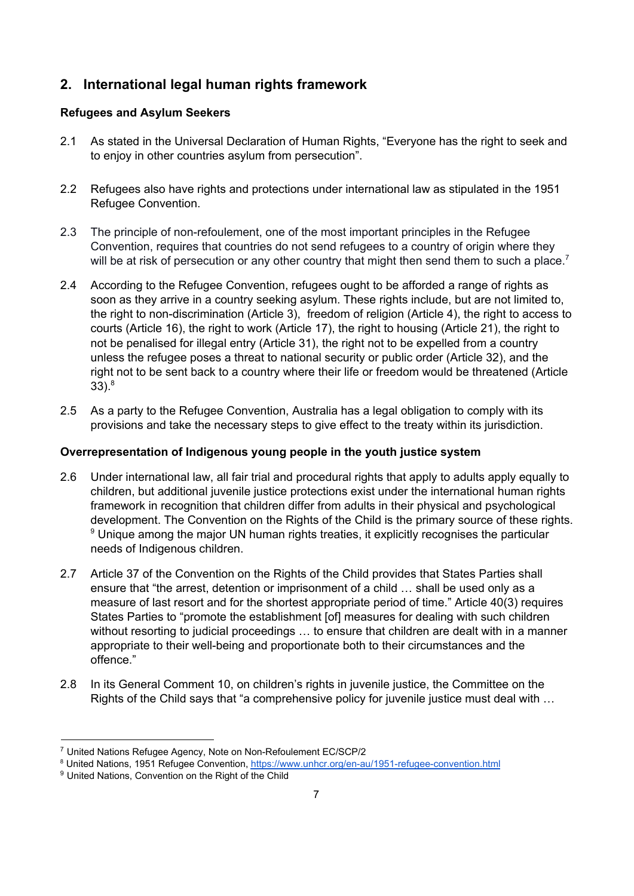## 2. International legal human rights framework

**Refugees and Asylum Seekers**

2.1 As stated in the Universal Declaration of Human Rights, "Everyone has the right to seek and to enjoy in other countries asylum from persecution".

2.2 Refugees also have rights and protections under international law as stipulated in the 1951 Refugee Convention.

2.3 The principle of non-refoulement, one of the most important principles in the Refugee Convention, requires that countries do not send refugees to a country of origin where they will be at risk of persecution or any other country that might then send them to such a place.[7]

2.4 According to the Refugee Convention, refugees ought to be afforded a range of rights as soon as they arrive in a country seeking asylum. These rights include, but are not limited to, the right to non-discrimination (Article 3), freedom of religion (Article 4), the right to access to courts (Article 16), the right to work (Article 17), the right to housing (Article 21), the right to not be penalised for illegal entry (Article 31), the right not to be expelled from a country unless the refugee poses a threat to national security or public order (Article 32), and the right not to be sent back to a country where their life or freedom would be threatened (Article 33).[8]

2.5 As a party to the Refugee Convention, Australia has a legal obligation to comply with its provisions and take the necessary steps to give effect to the treaty within its jurisdiction.

**Overrepresentation of Indigenous young people in the youth justice system**

2.6 Under international law, all fair trial and procedural rights that apply to adults apply equally to children, but additional juvenile justice protections exist under the international human rights framework in recognition that children differ from adults in their physical and psychological development. The Convention on the Rights of the Child is the primary source of these rights.[9] Unique among the major UN human rights treaties, it explicitly recognises the particular needs of Indigenous children.

2.7 Article 37 of the Convention on the Rights of the Child provides that States Parties shall ensure that "the arrest, detention or imprisonment of a child … shall be used only as a measure of last resort and for the shortest appropriate period of time." Article 40(3) requires States Parties to "promote the establishment [of] measures for dealing with such children without resorting to judicial proceedings … to ensure that children are dealt with in a manner appropriate to their well-being and proportionate both to their circumstances and the offence."

2.8 In its General Comment 10, on children's rights in juvenile justice, the Committee on the Rights of the Child says that "a comprehensive policy for juvenile justice must deal with …

---

[7] United Nations Refugee Agency, Note on Non-Refoulement EC/SCP/2

[8] United Nations, 1951 Refugee Convention, https://www.unhcr.org/en-au/1951-refugee-convention.html

[9] United Nations, Convention on the Right of the Child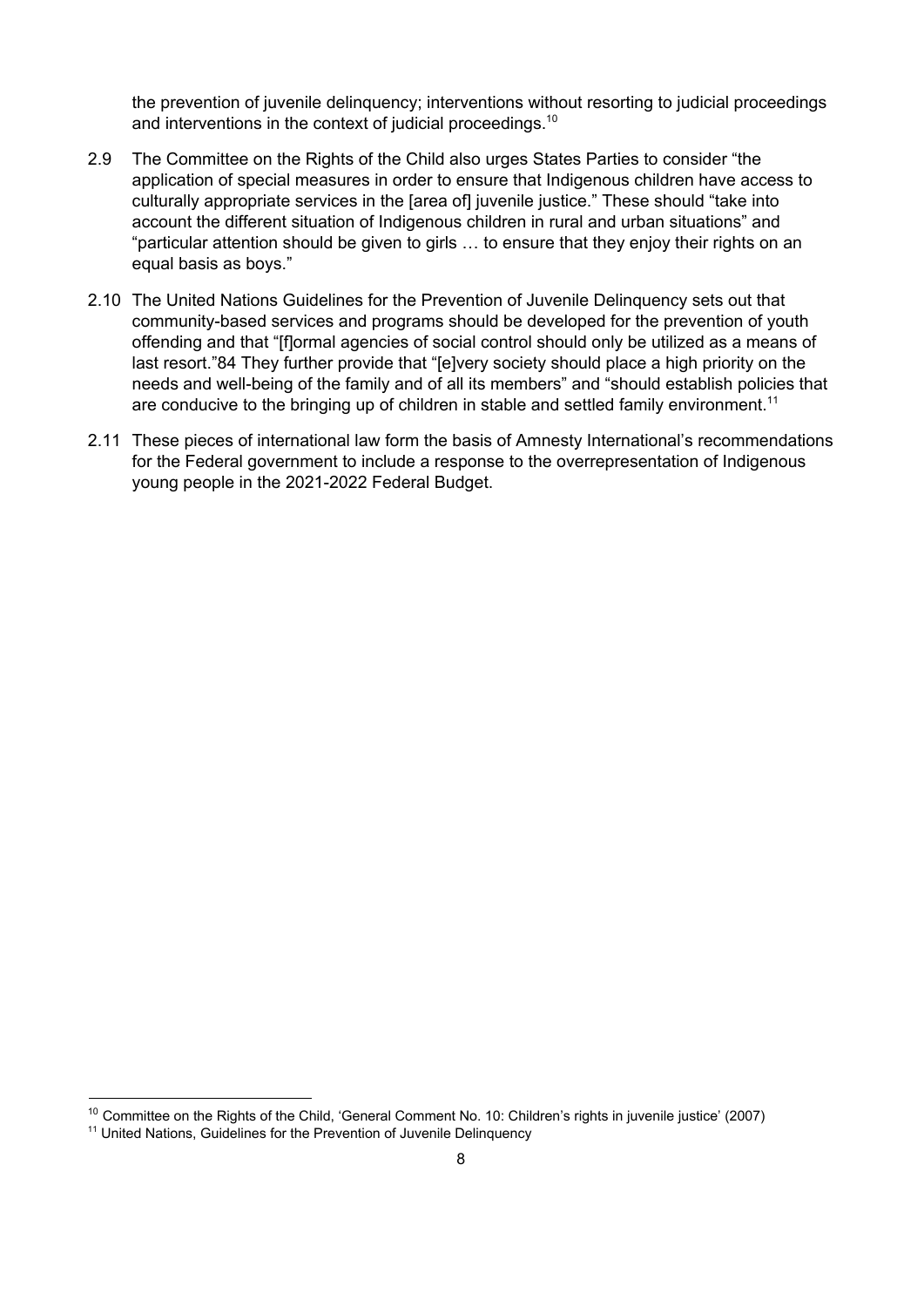the prevention of juvenile delinquency; interventions without resorting to judicial proceedings and interventions in the context of judicial proceedings.[10]

2.9 The Committee on the Rights of the Child also urges States Parties to consider "the application of special measures in order to ensure that Indigenous children have access to culturally appropriate services in the [area of] juvenile justice." These should "take into account the different situation of Indigenous children in rural and urban situations" and "particular attention should be given to girls … to ensure that they enjoy their rights on an equal basis as boys."

2.10 The United Nations Guidelines for the Prevention of Juvenile Delinquency sets out that community-based services and programs should be developed for the prevention of youth offending and that "[f]ormal agencies of social control should only be utilized as a means of last resort."84 They further provide that "[e]very society should place a high priority on the needs and well-being of the family and of all its members" and "should establish policies that are conducive to the bringing up of children in stable and settled family environment.[11]

2.11 These pieces of international law form the basis of Amnesty International's recommendations for the Federal government to include a response to the overrepresentation of Indigenous young people in the 2021-2022 Federal Budget.

---

[10] Committee on the Rights of the Child, 'General Comment No. 10: Children's rights in juvenile justice' (2007)

[11] United Nations, Guidelines for the Prevention of Juvenile Delinquency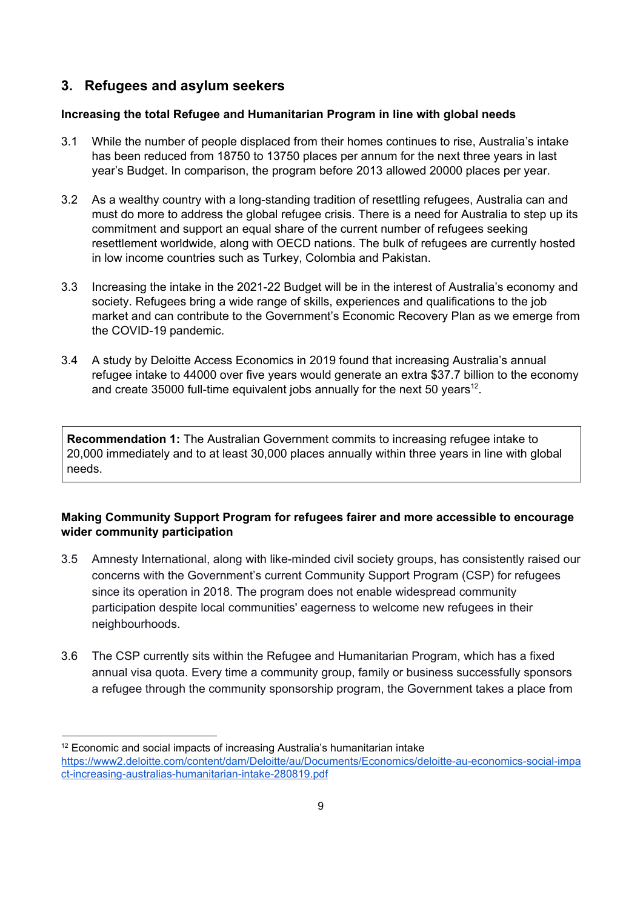## 3. Refugees and asylum seekers

**Increasing the total Refugee and Humanitarian Program in line with global needs**

3.1 While the number of people displaced from their homes continues to rise, Australia's intake has been reduced from 18750 to 13750 places per annum for the next three years in last year's Budget. In comparison, the program before 2013 allowed 20000 places per year.

3.2 As a wealthy country with a long-standing tradition of resettling refugees, Australia can and must do more to address the global refugee crisis. There is a need for Australia to step up its commitment and support an equal share of the current number of refugees seeking resettlement worldwide, along with OECD nations. The bulk of refugees are currently hosted in low income countries such as Turkey, Colombia and Pakistan.

3.3 Increasing the intake in the 2021-22 Budget will be in the interest of Australia's economy and society. Refugees bring a wide range of skills, experiences and qualifications to the job market and can contribute to the Government's Economic Recovery Plan as we emerge from the COVID-19 pandemic.

3.4 A study by Deloitte Access Economics in 2019 found that increasing Australia's annual refugee intake to 44000 over five years would generate an extra $37.7 billion to the economy and create 35000 full-time equivalent jobs annually for the next 50 years[12].

> **Recommendation 1:** The Australian Government commits to increasing refugee intake to 20,000 immediately and to at least 30,000 places annually within three years in line with global needs.

**Making Community Support Program for refugees fairer and more accessible to encourage wider community participation**

3.5 Amnesty International, along with like-minded civil society groups, has consistently raised our concerns with the Government's current Community Support Program (CSP) for refugees since its operation in 2018. The program does not enable widespread community participation despite local communities' eagerness to welcome new refugees in their neighbourhoods.

3.6 The CSP currently sits within the Refugee and Humanitarian Program, which has a fixed annual visa quota. Every time a community group, family or business successfully sponsors a refugee through the community sponsorship program, the Government takes a place from

---

[12] Economic and social impacts of increasing Australia's humanitarian intake https://www2.deloitte.com/content/dam/Deloitte/au/Documents/Economics/deloitte-au-economics-social-impact-increasing-australias-humanitarian-intake-280819.pdf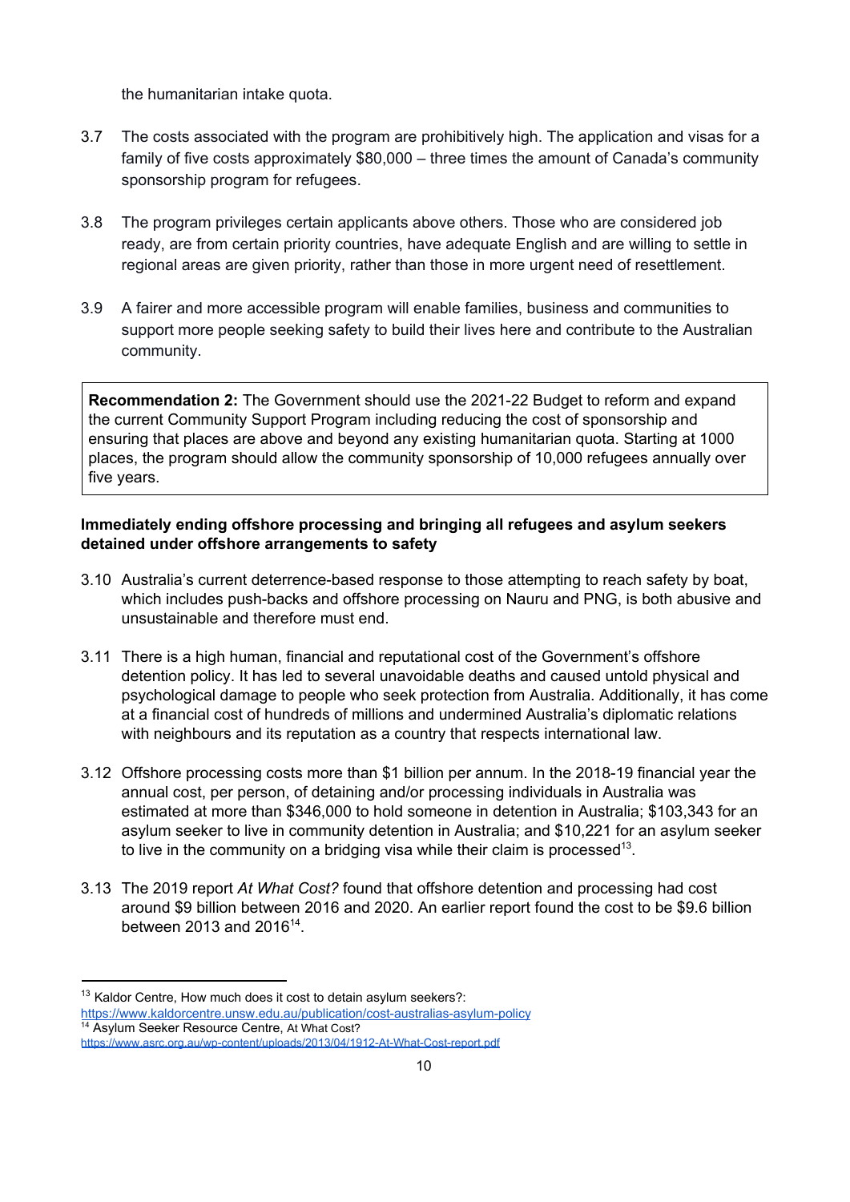the humanitarian intake quota.

3.7 The costs associated with the program are prohibitively high. The application and visas for a family of five costs approximately $80,000 – three times the amount of Canada's community sponsorship program for refugees.

3.8 The program privileges certain applicants above others. Those who are considered job ready, are from certain priority countries, have adequate English and are willing to settle in regional areas are given priority, rather than those in more urgent need of resettlement.

3.9 A fairer and more accessible program will enable families, business and communities to support more people seeking safety to build their lives here and contribute to the Australian community.

> **Recommendation 2:** The Government should use the 2021-22 Budget to reform and expand the current Community Support Program including reducing the cost of sponsorship and ensuring that places are above and beyond any existing humanitarian quota. Starting at 1000 places, the program should allow the community sponsorship of 10,000 refugees annually over five years.

**Immediately ending offshore processing and bringing all refugees and asylum seekers detained under offshore arrangements to safety**

3.10 Australia's current deterrence-based response to those attempting to reach safety by boat, which includes push-backs and offshore processing on Nauru and PNG, is both abusive and unsustainable and therefore must end.

3.11 There is a high human, financial and reputational cost of the Government's offshore detention policy. It has led to several unavoidable deaths and caused untold physical and psychological damage to people who seek protection from Australia. Additionally, it has come at a financial cost of hundreds of millions and undermined Australia's diplomatic relations with neighbours and its reputation as a country that respects international law.

3.12 Offshore processing costs more than $1 billion per annum. In the 2018-19 financial year the annual cost, per person, of detaining and/or processing individuals in Australia was estimated at more than $346,000 to hold someone in detention in Australia; $103,343 for an asylum seeker to live in community detention in Australia; and $10,221 for an asylum seeker to live in the community on a bridging visa while their claim is processed[13].

3.13 The 2019 report *At What Cost?* found that offshore detention and processing had cost around $9 billion between 2016 and 2020. An earlier report found the cost to be $9.6 billion between 2013 and 2016[14].

---

[13] Kaldor Centre, How much does it cost to detain asylum seekers?: https://www.kaldorcentre.unsw.edu.au/publication/cost-australias-asylum-policy

[14] Asylum Seeker Resource Centre, At What Cost? https://www.asrc.org.au/wp-content/uploads/2013/04/1912-At-What-Cost-report.pdf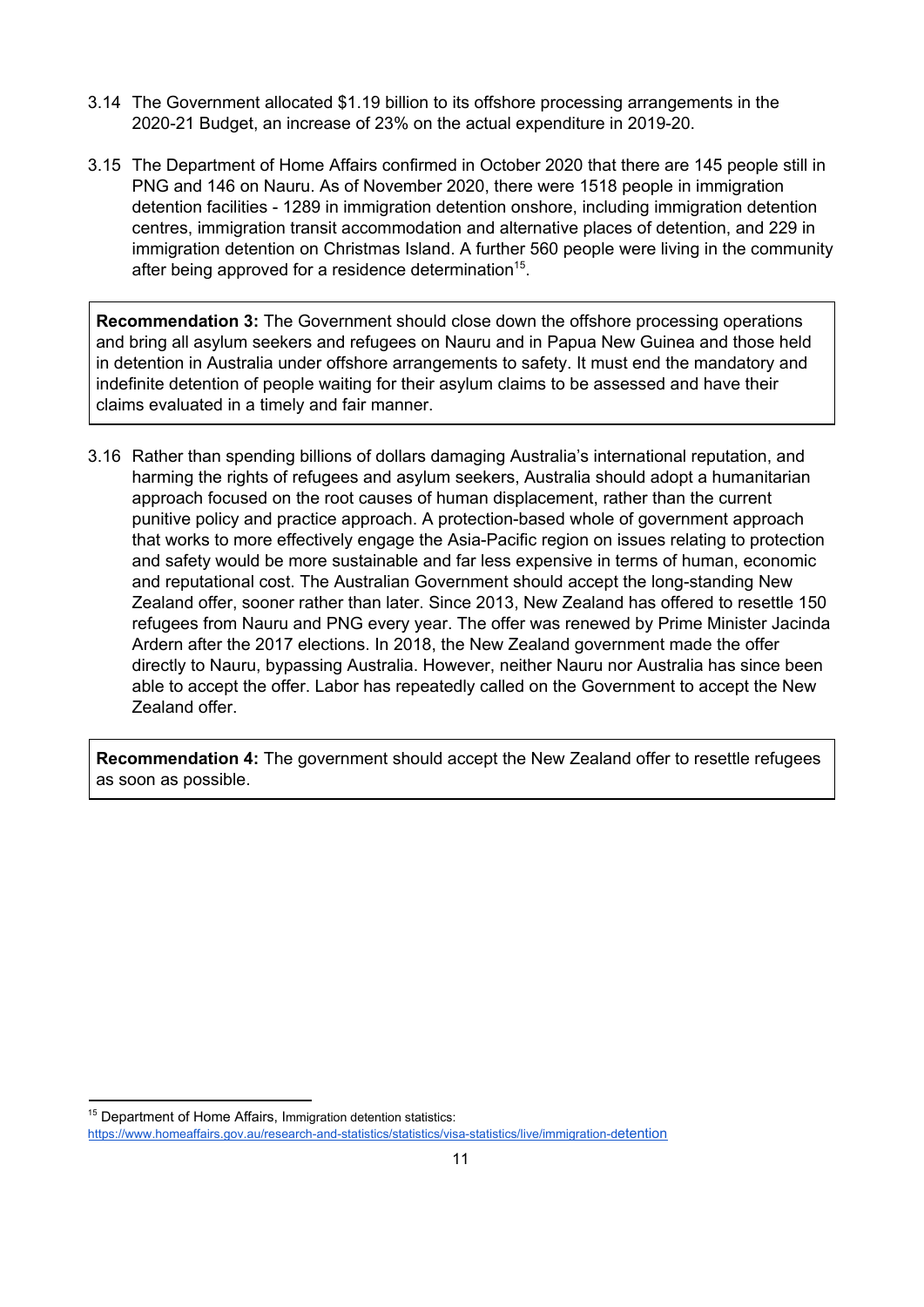3.14 The Government allocated $1.19 billion to its offshore processing arrangements in the 2020-21 Budget, an increase of 23% on the actual expenditure in 2019-20.

3.15 The Department of Home Affairs confirmed in October 2020 that there are 145 people still in PNG and 146 on Nauru. As of November 2020, there were 1518 people in immigration detention facilities - 1289 in immigration detention onshore, including immigration detention centres, immigration transit accommodation and alternative places of detention, and 229 in immigration detention on Christmas Island. A further 560 people were living in the community after being approved for a residence determination[15].

> **Recommendation 3:** The Government should close down the offshore processing operations and bring all asylum seekers and refugees on Nauru and in Papua New Guinea and those held in detention in Australia under offshore arrangements to safety. It must end the mandatory and indefinite detention of people waiting for their asylum claims to be assessed and have their claims evaluated in a timely and fair manner.

3.16 Rather than spending billions of dollars damaging Australia's international reputation, and harming the rights of refugees and asylum seekers, Australia should adopt a humanitarian approach focused on the root causes of human displacement, rather than the current punitive policy and practice approach. A protection-based whole of government approach that works to more effectively engage the Asia-Pacific region on issues relating to protection and safety would be more sustainable and far less expensive in terms of human, economic and reputational cost. The Australian Government should accept the long-standing New Zealand offer, sooner rather than later. Since 2013, New Zealand has offered to resettle 150 refugees from Nauru and PNG every year. The offer was renewed by Prime Minister Jacinda Ardern after the 2017 elections. In 2018, the New Zealand government made the offer directly to Nauru, bypassing Australia. However, neither Nauru nor Australia has since been able to accept the offer. Labor has repeatedly called on the Government to accept the New Zealand offer.

> **Recommendation 4:** The government should accept the New Zealand offer to resettle refugees as soon as possible.

[15] Department of Home Affairs, Immigration detention statistics: https://www.homeaffairs.gov.au/research-and-statistics/statistics/visa-statistics/live/immigration-detention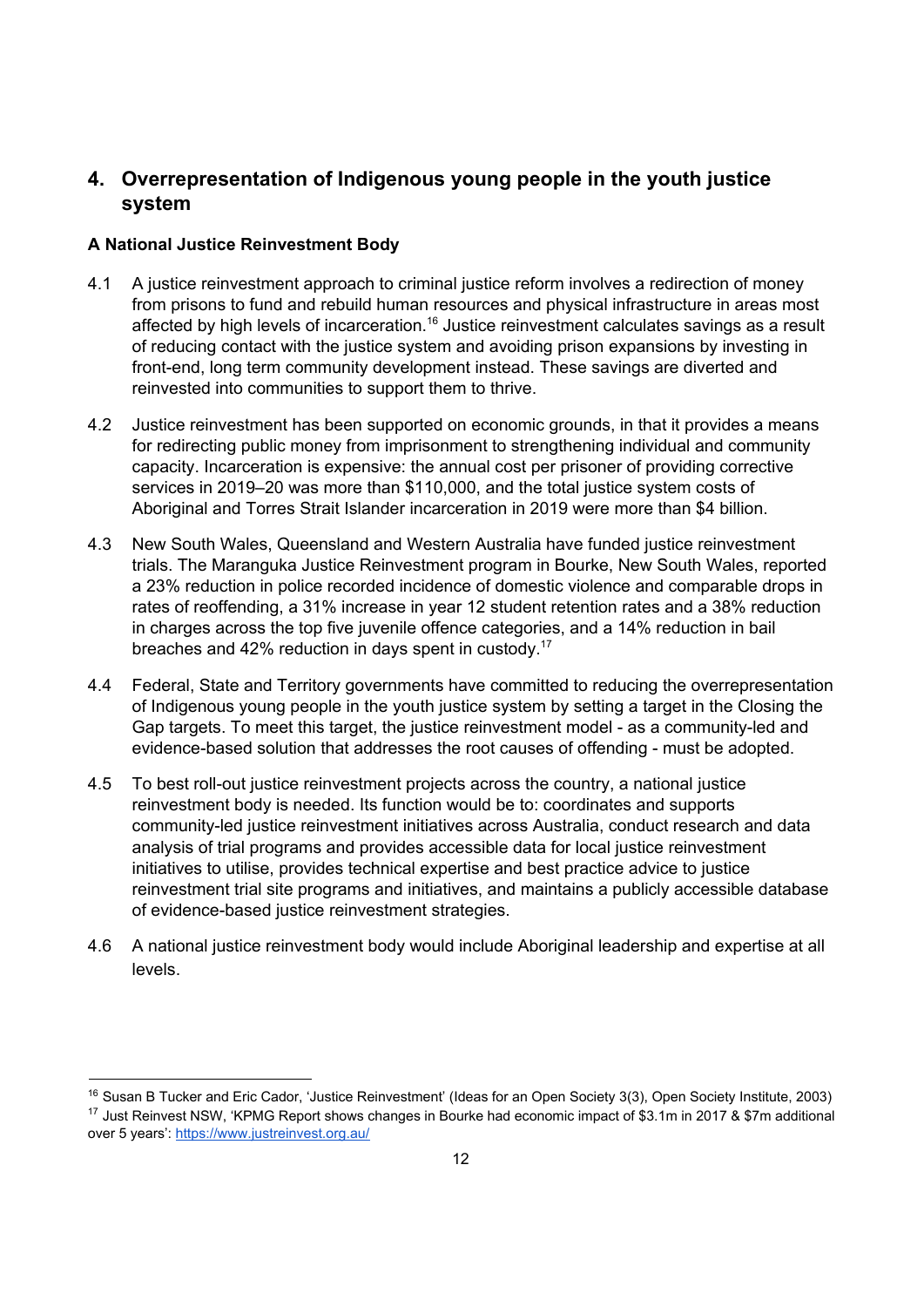## 4. Overrepresentation of Indigenous young people in the youth justice system

**A National Justice Reinvestment Body**

4.1 A justice reinvestment approach to criminal justice reform involves a redirection of money from prisons to fund and rebuild human resources and physical infrastructure in areas most affected by high levels of incarceration.[16] Justice reinvestment calculates savings as a result of reducing contact with the justice system and avoiding prison expansions by investing in front-end, long term community development instead. These savings are diverted and reinvested into communities to support them to thrive.

4.2 Justice reinvestment has been supported on economic grounds, in that it provides a means for redirecting public money from imprisonment to strengthening individual and community capacity. Incarceration is expensive: the annual cost per prisoner of providing corrective services in 2019–20 was more than $110,000, and the total justice system costs of Aboriginal and Torres Strait Islander incarceration in 2019 were more than $4 billion.

4.3 New South Wales, Queensland and Western Australia have funded justice reinvestment trials. The Maranguka Justice Reinvestment program in Bourke, New South Wales, reported a 23% reduction in police recorded incidence of domestic violence and comparable drops in rates of reoffending, a 31% increase in year 12 student retention rates and a 38% reduction in charges across the top five juvenile offence categories, and a 14% reduction in bail breaches and 42% reduction in days spent in custody.[17]

4.4 Federal, State and Territory governments have committed to reducing the overrepresentation of Indigenous young people in the youth justice system by setting a target in the Closing the Gap targets. To meet this target, the justice reinvestment model - as a community-led and evidence-based solution that addresses the root causes of offending - must be adopted.

4.5 To best roll-out justice reinvestment projects across the country, a national justice reinvestment body is needed. Its function would be to: coordinates and supports community-led justice reinvestment initiatives across Australia, conduct research and data analysis of trial programs and provides accessible data for local justice reinvestment initiatives to utilise, provides technical expertise and best practice advice to justice reinvestment trial site programs and initiatives, and maintains a publicly accessible database of evidence-based justice reinvestment strategies.

4.6 A national justice reinvestment body would include Aboriginal leadership and expertise at all levels.

---

[16] Susan B Tucker and Eric Cador, 'Justice Reinvestment' (Ideas for an Open Society 3(3), Open Society Institute, 2003)

[17] Just Reinvest NSW, 'KPMG Report shows changes in Bourke had economic impact of $3.1m in 2017 & $7m additional over 5 years': https://www.justreinvest.org.au/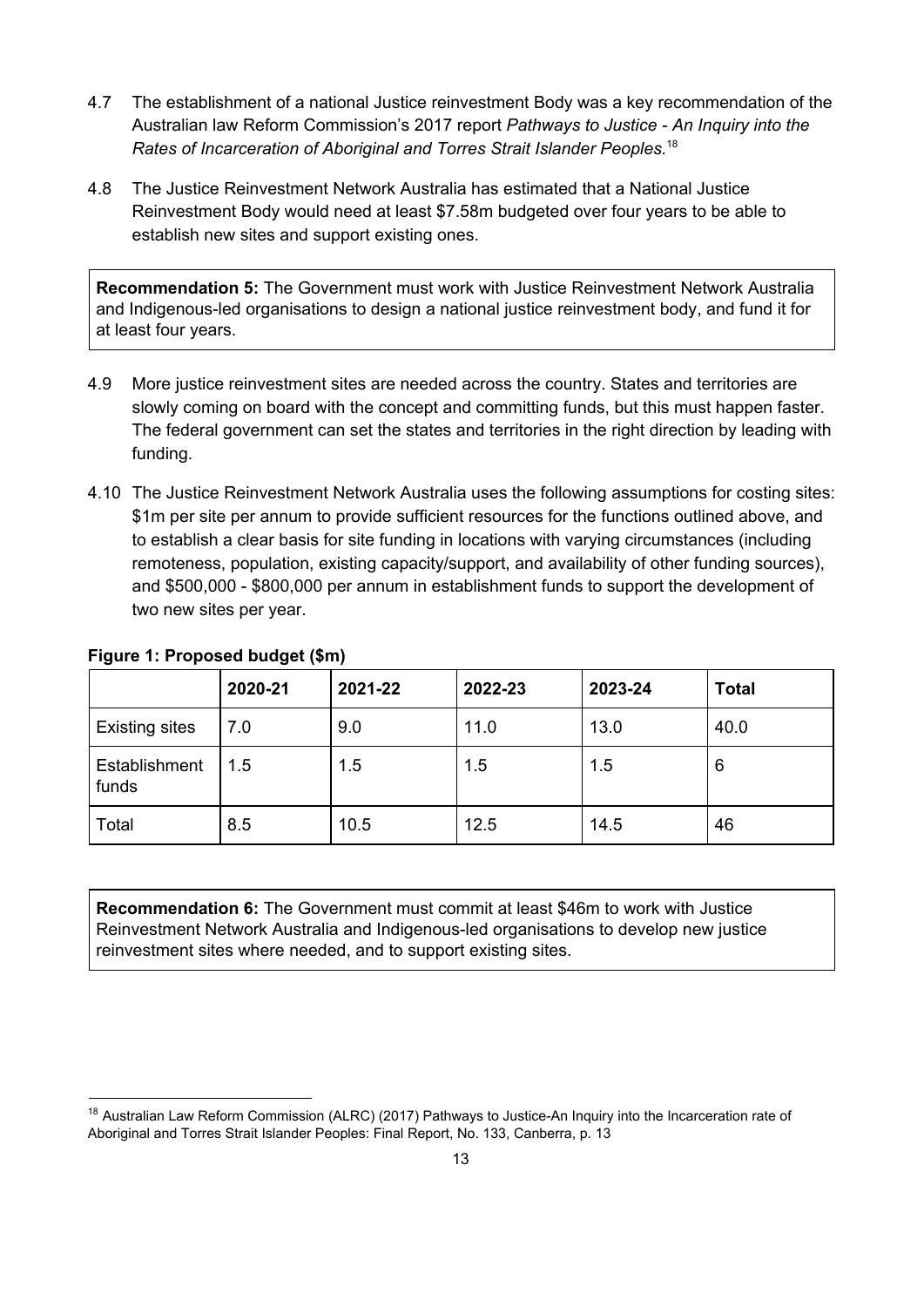4.7 The establishment of a national Justice reinvestment Body was a key recommendation of the Australian law Reform Commission's 2017 report *Pathways to Justice - An Inquiry into the Rates of Incarceration of Aboriginal and Torres Strait Islander Peoples.*[18]

4.8 The Justice Reinvestment Network Australia has estimated that a National Justice Reinvestment Body would need at least $7.58m budgeted over four years to be able to establish new sites and support existing ones.

> **Recommendation 5:** The Government must work with Justice Reinvestment Network Australia and Indigenous-led organisations to design a national justice reinvestment body, and fund it for at least four years.

4.9 More justice reinvestment sites are needed across the country. States and territories are slowly coming on board with the concept and committing funds, but this must happen faster. The federal government can set the states and territories in the right direction by leading with funding.

4.10 The Justice Reinvestment Network Australia uses the following assumptions for costing sites: $1m per site per annum to provide sufficient resources for the functions outlined above, and to establish a clear basis for site funding in locations with varying circumstances (including remoteness, population, existing capacity/support, and availability of other funding sources), and $500,000 - $800,000 per annum in establishment funds to support the development of two new sites per year.

**Figure 1: Proposed budget ($m)**

| | 2020-21 | 2021-22 | 2022-23 | 2023-24 | Total |
|---|---|---|---|---|---|
| Existing sites | 7.0 | 9.0 | 11.0 | 13.0 | 40.0 |
| Establishment funds | 1.5 | 1.5 | 1.5 | 1.5 | 6 |
| Total | 8.5 | 10.5 | 12.5 | 14.5 | 46 |

> **Recommendation 6:** The Government must commit at least $46m to work with Justice Reinvestment Network Australia and Indigenous-led organisations to develop new justice reinvestment sites where needed, and to support existing sites.

[18] Australian Law Reform Commission (ALRC) (2017) Pathways to Justice-An Inquiry into the Incarceration rate of Aboriginal and Torres Strait Islander Peoples: Final Report, No. 133, Canberra, p. 13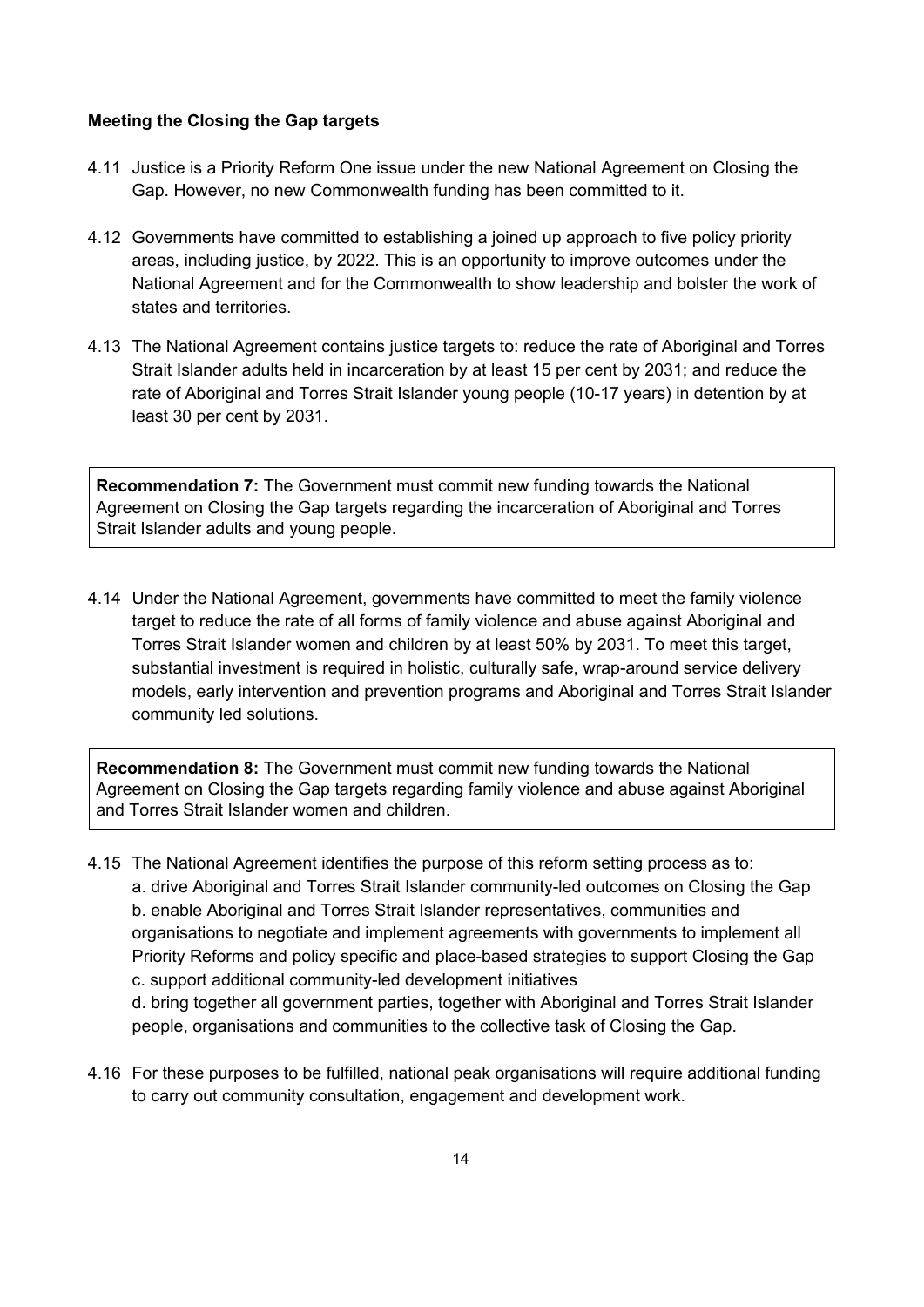**Meeting the Closing the Gap targets**

4.11 Justice is a Priority Reform One issue under the new National Agreement on Closing the Gap. However, no new Commonwealth funding has been committed to it.

4.12 Governments have committed to establishing a joined up approach to five policy priority areas, including justice, by 2022. This is an opportunity to improve outcomes under the National Agreement and for the Commonwealth to show leadership and bolster the work of states and territories.

4.13 The National Agreement contains justice targets to: reduce the rate of Aboriginal and Torres Strait Islander adults held in incarceration by at least 15 per cent by 2031; and reduce the rate of Aboriginal and Torres Strait Islander young people (10-17 years) in detention by at least 30 per cent by 2031.

> **Recommendation 7:** The Government must commit new funding towards the National Agreement on Closing the Gap targets regarding the incarceration of Aboriginal and Torres Strait Islander adults and young people.

4.14 Under the National Agreement, governments have committed to meet the family violence target to reduce the rate of all forms of family violence and abuse against Aboriginal and Torres Strait Islander women and children by at least 50% by 2031. To meet this target, substantial investment is required in holistic, culturally safe, wrap-around service delivery models, early intervention and prevention programs and Aboriginal and Torres Strait Islander community led solutions.

> **Recommendation 8:** The Government must commit new funding towards the National Agreement on Closing the Gap targets regarding family violence and abuse against Aboriginal and Torres Strait Islander women and children.

4.15 The National Agreement identifies the purpose of this reform setting process as to:

a. drive Aboriginal and Torres Strait Islander community-led outcomes on Closing the Gap

b. enable Aboriginal and Torres Strait Islander representatives, communities and organisations to negotiate and implement agreements with governments to implement all Priority Reforms and policy specific and place-based strategies to support Closing the Gap

c. support additional community-led development initiatives

d. bring together all government parties, together with Aboriginal and Torres Strait Islander people, organisations and communities to the collective task of Closing the Gap.

4.16 For these purposes to be fulfilled, national peak organisations will require additional funding to carry out community consultation, engagement and development work.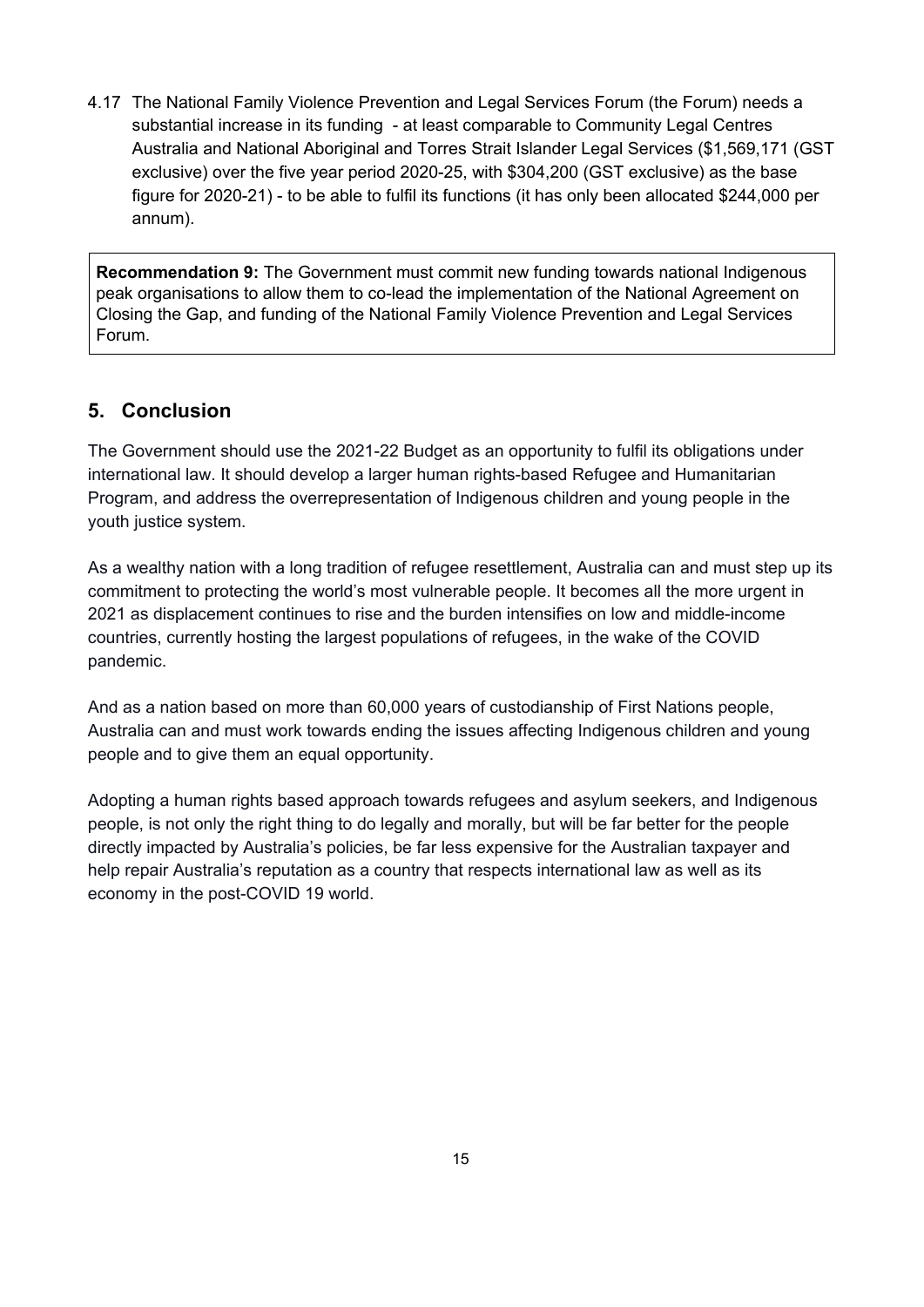4.17 The National Family Violence Prevention and Legal Services Forum (the Forum) needs a substantial increase in its funding - at least comparable to Community Legal Centres Australia and National Aboriginal and Torres Strait Islander Legal Services ($1,569,171 (GST exclusive) over the five year period 2020-25, with $304,200 (GST exclusive) as the base figure for 2020-21) - to be able to fulfil its functions (it has only been allocated $244,000 per annum).

**Recommendation 9:** The Government must commit new funding towards national Indigenous peak organisations to allow them to co-lead the implementation of the National Agreement on Closing the Gap, and funding of the National Family Violence Prevention and Legal Services Forum.

## 5. Conclusion

The Government should use the 2021-22 Budget as an opportunity to fulfil its obligations under international law. It should develop a larger human rights-based Refugee and Humanitarian Program, and address the overrepresentation of Indigenous children and young people in the youth justice system.

As a wealthy nation with a long tradition of refugee resettlement, Australia can and must step up its commitment to protecting the world's most vulnerable people. It becomes all the more urgent in 2021 as displacement continues to rise and the burden intensifies on low and middle-income countries, currently hosting the largest populations of refugees, in the wake of the COVID pandemic.

And as a nation based on more than 60,000 years of custodianship of First Nations people, Australia can and must work towards ending the issues affecting Indigenous children and young people and to give them an equal opportunity.

Adopting a human rights based approach towards refugees and asylum seekers, and Indigenous people, is not only the right thing to do legally and morally, but will be far better for the people directly impacted by Australia's policies, be far less expensive for the Australian taxpayer and help repair Australia's reputation as a country that respects international law as well as its economy in the post-COVID 19 world.